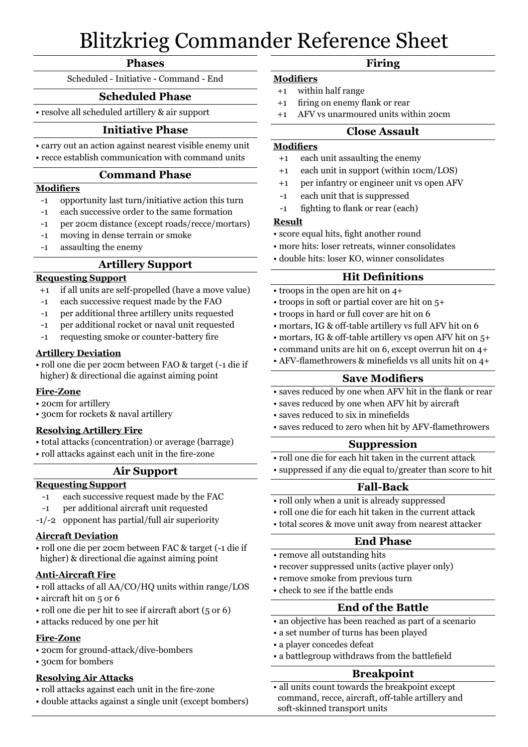# Blitzkrieg Commander Reference Sheet

## Phases

Scheduled - Initiative - Command - End

## Scheduled Phase

- resolve all scheduled artillery & air support

## Initiative Phase

- carry out an action against nearest visible enemy unit
- recce establish communication with command units

## Command Phase

**Modifiers**

- -1 opportunity last turn/initiative action this turn
- -1 each successive order to the same formation
- -1 per 20cm distance (except roads/recce/mortars)
- -1 moving in dense terrain or smoke
- -1 assaulting the enemy

## Artillery Support

**Requesting Support**

- +1 if all units are self-propelled (have a move value)
- -1 each successive request made by the FAO
- -1 per additional three artillery units requested
- -1 per additional rocket or naval unit requested
- -1 requesting smoke or counter-battery fire

**Artillery Deviation**

- roll one die per 20cm between FAO & target (-1 die if higher) & directional die against aiming point

**Fire-Zone**

- 20cm for artillery
- 30cm for rockets & naval artillery

**Resolving Artillery Fire**

- total attacks (concentration) or average (barrage)
- roll attacks against each unit in the fire-zone

## Air Support

**Requesting Support**

- -1 each successive request made by the FAC
- -1 per additional aircraft unit requested
- -1/-2 opponent has partial/full air superiority

**Aircraft Deviation**

- roll one die per 20cm between FAC & target (-1 die if higher) & directional die against aiming point

**Anti-Aircraft Fire**

- roll attacks of all AA/CO/HQ units within range/LOS
- aircraft hit on 5 or 6
- roll one die per hit to see if aircraft abort (5 or 6)
- attacks reduced by one per hit

**Fire-Zone**

- 20cm for ground-attack/dive-bombers
- 30cm for bombers

**Resolving Air Attacks**

- roll attacks against each unit in the fire-zone
- double attacks against a single unit (except bombers)

## Firing

**Modifiers**

- +1 within half range
- +1 firing on enemy flank or rear
- +1 AFV vs unarmoured units within 20cm

## Close Assault

**Modifiers**

- +1 each unit assaulting the enemy
- +1 each unit in support (within 10cm/LOS)
- +1 per infantry or engineer unit vs open AFV
- -1 each unit that is suppressed
- -1 fighting to flank or rear (each)

**Result**

- score equal hits, fight another round
- more hits: loser retreats, winner consolidates
- double hits: loser KO, winner consolidates

## Hit Definitions

- troops in the open are hit on 4+
- troops in soft or partial cover are hit on 5+
- troops in hard or full cover are hit on 6
- mortars, IG & off-table artillery vs full AFV hit on 6
- mortars, IG & off-table artillery vs open AFV hit on 5+
- command units are hit on 6, except overrun hit on 4+
- AFV-flamethrowers & minefields vs all units hit on 4+

## Save Modifiers

- saves reduced by one when AFV hit in the flank or rear
- saves reduced by one when AFV hit by aircraft
- saves reduced to six in minefields
- saves reduced to zero when hit by AFV-flamethrowers

## Suppression

- roll one die for each hit taken in the current attack
- suppressed if any die equal to/greater than score to hit

## Fall-Back

- roll only when a unit is already suppressed
- roll one die for each hit taken in the current attack
- total scores & move unit away from nearest attacker

## End Phase

- remove all outstanding hits
- recover suppressed units (active player only)
- remove smoke from previous turn
- check to see if the battle ends

## End of the Battle

- an objective has been reached as part of a scenario
- a set number of turns has been played
- a player concedes defeat
- a battlegroup withdraws from the battlefield

## Breakpoint

- all units count towards the breakpoint except command, recce, aircraft, off-table artillery and soft-skinned transport units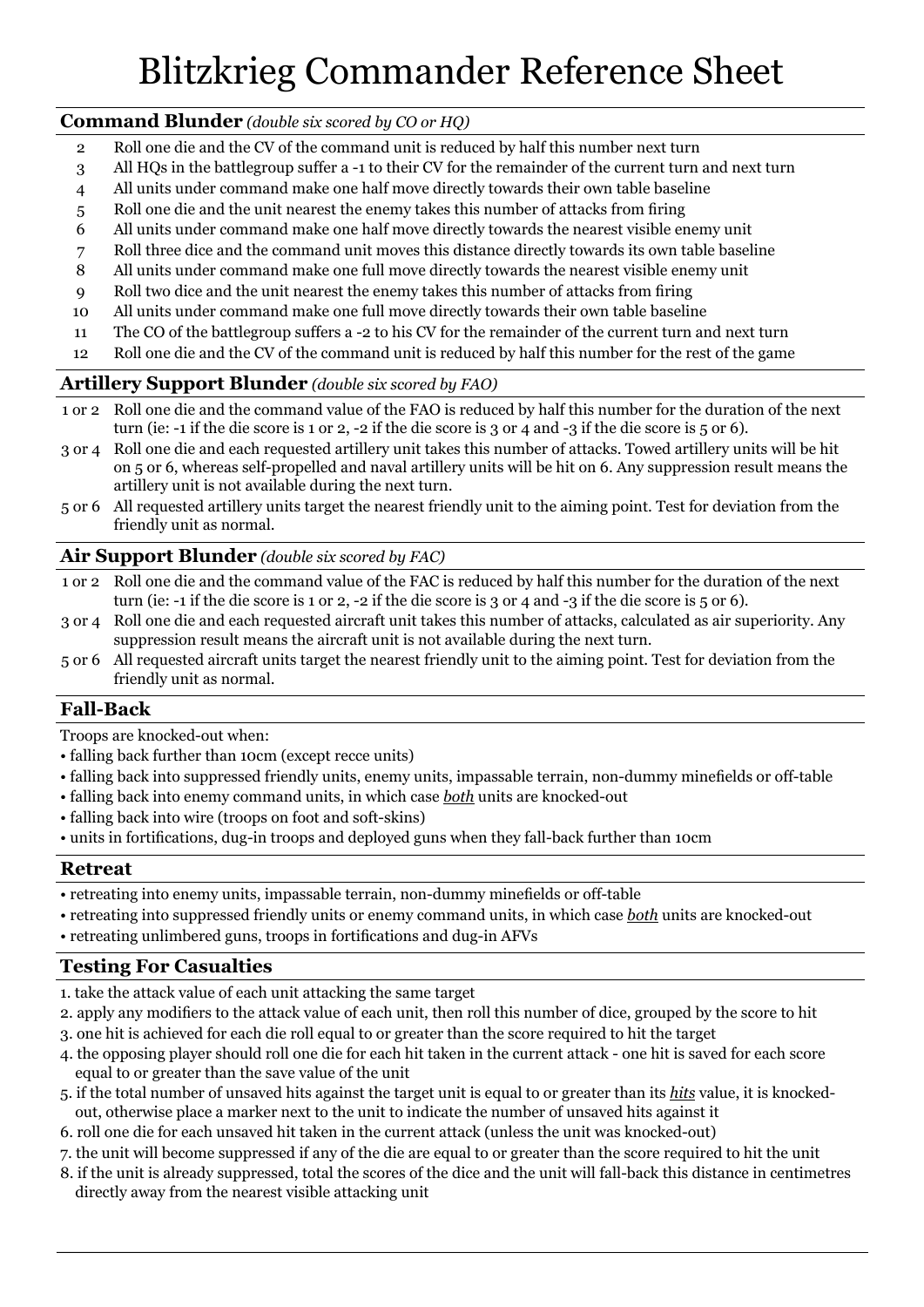# Blitzkrieg Commander Reference Sheet

## Command Blunder *(double six scored by CO or HQ)*

| | |
|---|---|
| 2 | Roll one die and the CV of the command unit is reduced by half this number next turn |
| 3 | All HQs in the battlegroup suffer a -1 to their CV for the remainder of the current turn and next turn |
| 4 | All units under command make one half move directly towards their own table baseline |
| 5 | Roll one die and the unit nearest the enemy takes this number of attacks from firing |
| 6 | All units under command make one half move directly towards the nearest visible enemy unit |
| 7 | Roll three dice and the command unit moves this distance directly towards its own table baseline |
| 8 | All units under command make one full move directly towards the nearest visible enemy unit |
| 9 | Roll two dice and the unit nearest the enemy takes this number of attacks from firing |
| 10 | All units under command make one full move directly towards their own table baseline |
| 11 | The CO of the battlegroup suffers a -2 to his CV for the remainder of the current turn and next turn |
| 12 | Roll one die and the CV of the command unit is reduced by half this number for the rest of the game |

## Artillery Support Blunder *(double six scored by FAO)*

| | |
|---|---|
| 1 or 2 | Roll one die and the command value of the FAO is reduced by half this number for the duration of the next turn (ie: -1 if the die score is 1 or 2, -2 if the die score is 3 or 4 and -3 if the die score is 5 or 6). |
| 3 or 4 | Roll one die and each requested artillery unit takes this number of attacks. Towed artillery units will be hit on 5 or 6, whereas self-propelled and naval artillery units will be hit on 6. Any suppression result means the artillery unit is not available during the next turn. |
| 5 or 6 | All requested artillery units target the nearest friendly unit to the aiming point. Test for deviation from the friendly unit as normal. |

## Air Support Blunder *(double six scored by FAC)*

| | |
|---|---|
| 1 or 2 | Roll one die and the command value of the FAC is reduced by half this number for the duration of the next turn (ie: -1 if the die score is 1 or 2, -2 if the die score is 3 or 4 and -3 if the die score is 5 or 6). |
| 3 or 4 | Roll one die and each requested aircraft unit takes this number of attacks, calculated as air superiority. Any suppression result means the aircraft unit is not available during the next turn. |
| 5 or 6 | All requested aircraft units target the nearest friendly unit to the aiming point. Test for deviation from the friendly unit as normal. |

## Fall-Back

Troops are knocked-out when:

- falling back further than 10cm (except recce units)
- falling back into suppressed friendly units, enemy units, impassable terrain, non-dummy minefields or off-table
- falling back into enemy command units, in which case ***both*** units are knocked-out
- falling back into wire (troops on foot and soft-skins)
- units in fortifications, dug-in troops and deployed guns when they fall-back further than 10cm

## Retreat

- retreating into enemy units, impassable terrain, non-dummy minefields or off-table
- retreating into suppressed friendly units or enemy command units, in which case ***both*** units are knocked-out
- retreating unlimbered guns, troops in fortifications and dug-in AFVs

## Testing For Casualties

1. take the attack value of each unit attacking the same target
2. apply any modifiers to the attack value of each unit, then roll this number of dice, grouped by the score to hit
3. one hit is achieved for each die roll equal to or greater than the score required to hit the target
4. the opposing player should roll one die for each hit taken in the current attack - one hit is saved for each score equal to or greater than the save value of the unit
5. if the total number of unsaved hits against the target unit is equal to or greater than its ***hits*** value, it is knocked-out, otherwise place a marker next to the unit to indicate the number of unsaved hits against it
6. roll one die for each unsaved hit taken in the current attack (unless the unit was knocked-out)
7. the unit will become suppressed if any of the die are equal to or greater than the score required to hit the unit
8. if the unit is already suppressed, total the scores of the dice and the unit will fall-back this distance in centimetres directly away from the nearest visible attacking unit